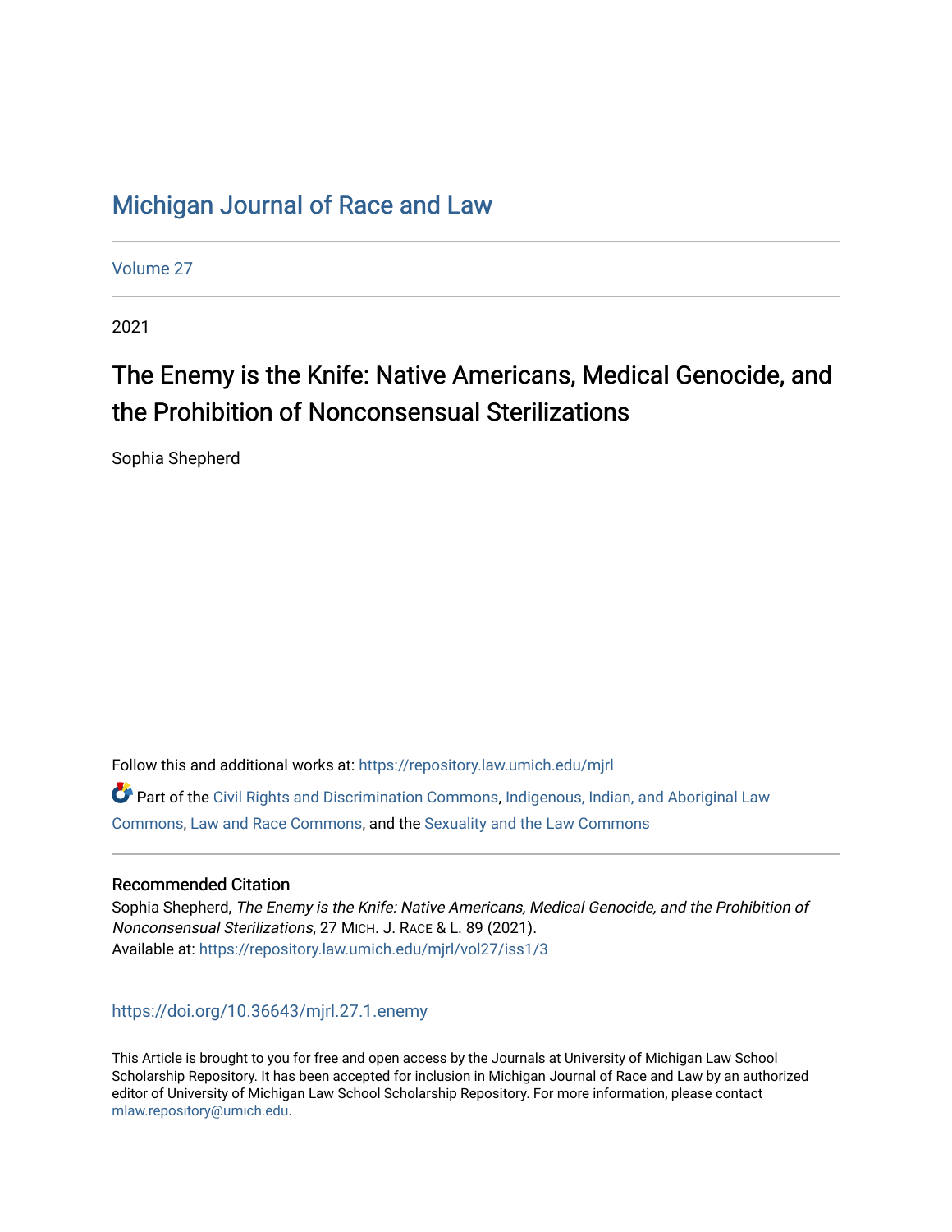# Michigan Journal of Race and Law

Volume 27

2021

## The Enemy is the Knife: Native Americans, Medical Genocide, and the Prohibition of Nonconsensual Sterilizations

Sophia Shepherd

Follow this and additional works at: https://repository.law.umich.edu/mjrl

Part of the Civil Rights and Discrimination Commons, Indigenous, Indian, and Aboriginal Law Commons, Law and Race Commons, and the Sexuality and the Law Commons

### Recommended Citation

Sophia Shepherd, *The Enemy is the Knife: Native Americans, Medical Genocide, and the Prohibition of Nonconsensual Sterilizations*, 27 MICH. J. RACE & L. 89 (2021).
Available at: https://repository.law.umich.edu/mjrl/vol27/iss1/3

https://doi.org/10.36643/mjrl.27.1.enemy

This Article is brought to you for free and open access by the Journals at University of Michigan Law School Scholarship Repository. It has been accepted for inclusion in Michigan Journal of Race and Law by an authorized editor of University of Michigan Law School Scholarship Repository. For more information, please contact mlaw.repository@umich.edu.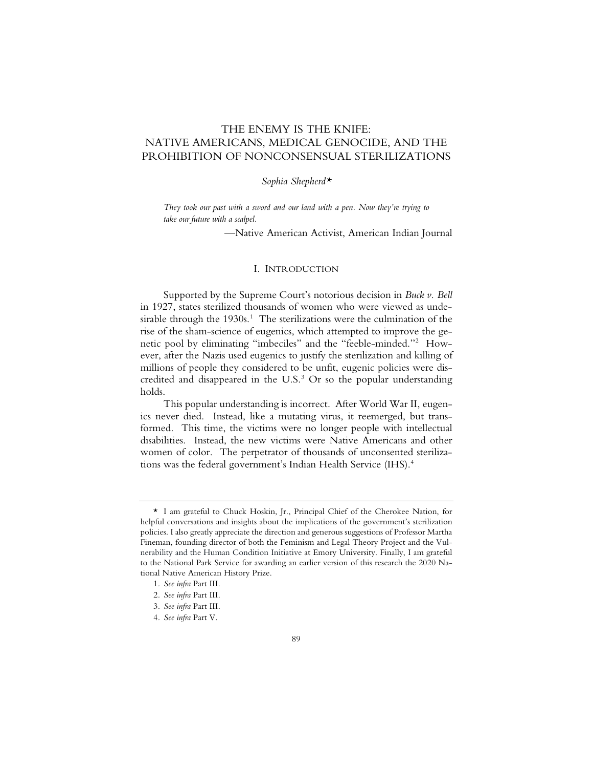# THE ENEMY IS THE KNIFE: NATIVE AMERICANS, MEDICAL GENOCIDE, AND THE PROHIBITION OF NONCONSENSUAL STERILIZATIONS

*Sophia Shepherd*[*]

> *They took our past with a sword and our land with a pen. Now they're trying to take our future with a scalpel.*
>
> —Native American Activist, American Indian Journal

## I. INTRODUCTION

Supported by the Supreme Court's notorious decision in *Buck v. Bell* in 1927, states sterilized thousands of women who were viewed as undesirable through the 1930s.[1] The sterilizations were the culmination of the rise of the sham-science of eugenics, which attempted to improve the genetic pool by eliminating "imbeciles" and the "feeble-minded."[2] However, after the Nazis used eugenics to justify the sterilization and killing of millions of people they considered to be unfit, eugenic policies were discredited and disappeared in the U.S.[3] Or so the popular understanding holds.

This popular understanding is incorrect. After World War II, eugenics never died. Instead, like a mutating virus, it reemerged, but transformed. This time, the victims were no longer people with intellectual disabilities. Instead, the new victims were Native Americans and other women of color. The perpetrator of thousands of unconsented sterilizations was the federal government's Indian Health Service (IHS).[4]

---

[*] I am grateful to Chuck Hoskin, Jr., Principal Chief of the Cherokee Nation, for helpful conversations and insights about the implications of the government's sterilization policies. I also greatly appreciate the direction and generous suggestions of Professor Martha Fineman, founding director of both the Feminism and Legal Theory Project and the Vulnerability and the Human Condition Initiative at Emory University. Finally, I am grateful to the National Park Service for awarding an earlier version of this research the 2020 National Native American History Prize.

1. *See infra* Part III.
2. *See infra* Part III.
3. *See infra* Part III.
4. *See infra* Part V.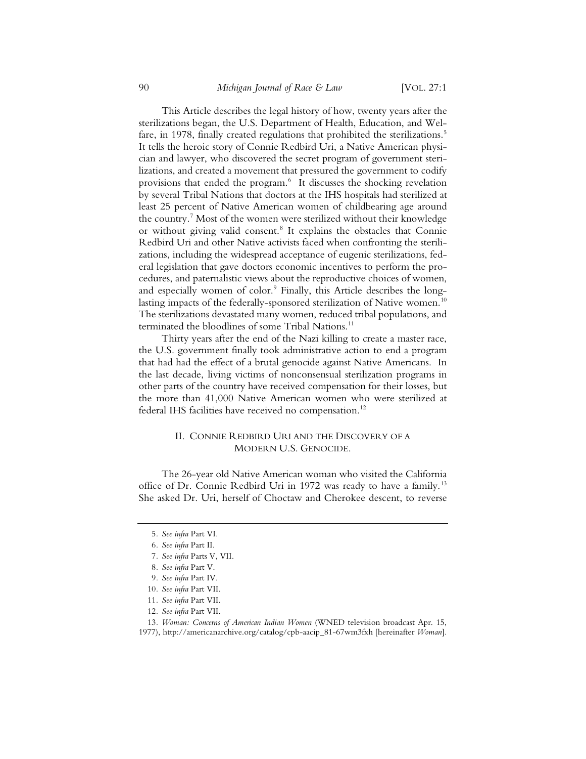This Article describes the legal history of how, twenty years after the sterilizations began, the U.S. Department of Health, Education, and Welfare, in 1978, finally created regulations that prohibited the sterilizations.[5] It tells the heroic story of Connie Redbird Uri, a Native American physician and lawyer, who discovered the secret program of government sterilizations, and created a movement that pressured the government to codify provisions that ended the program.[6] It discusses the shocking revelation by several Tribal Nations that doctors at the IHS hospitals had sterilized at least 25 percent of Native American women of childbearing age around the country.[7] Most of the women were sterilized without their knowledge or without giving valid consent.[8] It explains the obstacles that Connie Redbird Uri and other Native activists faced when confronting the sterilizations, including the widespread acceptance of eugenic sterilizations, federal legislation that gave doctors economic incentives to perform the procedures, and paternalistic views about the reproductive choices of women, and especially women of color.[9] Finally, this Article describes the long-lasting impacts of the federally-sponsored sterilization of Native women.[10] The sterilizations devastated many women, reduced tribal populations, and terminated the bloodlines of some Tribal Nations.[11]

Thirty years after the end of the Nazi killing to create a master race, the U.S. government finally took administrative action to end a program that had had the effect of a brutal genocide against Native Americans. In the last decade, living victims of nonconsensual sterilization programs in other parts of the country have received compensation for their losses, but the more than 41,000 Native American women who were sterilized at federal IHS facilities have received no compensation.[12]

## II. Connie Redbird Uri and the Discovery of a Modern U.S. Genocide.

The 26-year old Native American woman who visited the California office of Dr. Connie Redbird Uri in 1972 was ready to have a family.[13] She asked Dr. Uri, herself of Choctaw and Cherokee descent, to reverse

---

5. *See infra* Part VI.

6. *See infra* Part II.

7. *See infra* Parts V, VII.

8. *See infra* Part V.

9. *See infra* Part IV.

10. *See infra* Part VII.

11. *See infra* Part VII.

12. *See infra* Part VII.

13. *Woman: Concerns of American Indian Women* (WNED television broadcast Apr. 15, 1977), http://americanarchive.org/catalog/cpb-aacip_81-67wm3fxh [hereinafter *Woman*].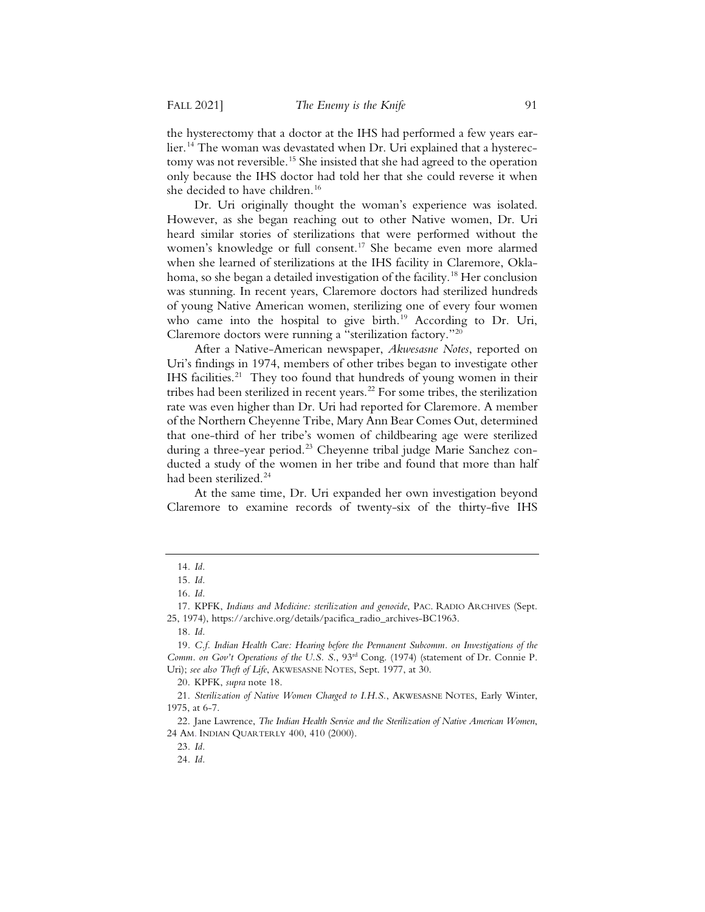the hysterectomy that a doctor at the IHS had performed a few years earlier.[14] The woman was devastated when Dr. Uri explained that a hysterectomy was not reversible.[15] She insisted that she had agreed to the operation only because the IHS doctor had told her that she could reverse it when she decided to have children.[16]

Dr. Uri originally thought the woman's experience was isolated. However, as she began reaching out to other Native women, Dr. Uri heard similar stories of sterilizations that were performed without the women's knowledge or full consent.[17] She became even more alarmed when she learned of sterilizations at the IHS facility in Claremore, Oklahoma, so she began a detailed investigation of the facility.[18] Her conclusion was stunning. In recent years, Claremore doctors had sterilized hundreds of young Native American women, sterilizing one of every four women who came into the hospital to give birth.[19] According to Dr. Uri, Claremore doctors were running a "sterilization factory."[20]

After a Native-American newspaper, *Akwesasne Notes*, reported on Uri's findings in 1974, members of other tribes began to investigate other IHS facilities.[21] They too found that hundreds of young women in their tribes had been sterilized in recent years.[22] For some tribes, the sterilization rate was even higher than Dr. Uri had reported for Claremore. A member of the Northern Cheyenne Tribe, Mary Ann Bear Comes Out, determined that one-third of her tribe's women of childbearing age were sterilized during a three-year period.[23] Cheyenne tribal judge Marie Sanchez conducted a study of the women in her tribe and found that more than half had been sterilized.[24]

At the same time, Dr. Uri expanded her own investigation beyond Claremore to examine records of twenty-six of the thirty-five IHS

---

14. *Id.*

15. *Id.*

16. *Id.*

17. KPFK, *Indians and Medicine: sterilization and genocide*, PAC. RADIO ARCHIVES (Sept. 25, 1974), https://archive.org/details/pacifica_radio_archives-BC1963.

18. *Id.*

19. *C.f. Indian Health Care: Hearing before the Permanent Subcomm. on Investigations of the Comm. on Gov't Operations of the U.S. S.*, 93rd Cong. (1974) (statement of Dr. Connie P. Uri); *see also Theft of Life*, AKWESASNE NOTES, Sept. 1977, at 30.

20. KPFK, *supra* note 18.

21. *Sterilization of Native Women Charged to I.H.S.*, AKWESASNE NOTES, Early Winter, 1975, at 6-7.

22. Jane Lawrence, *The Indian Health Service and the Sterilization of Native American Women*, 24 AM. INDIAN QUARTERLY 400, 410 (2000).

23. *Id.*

24. *Id.*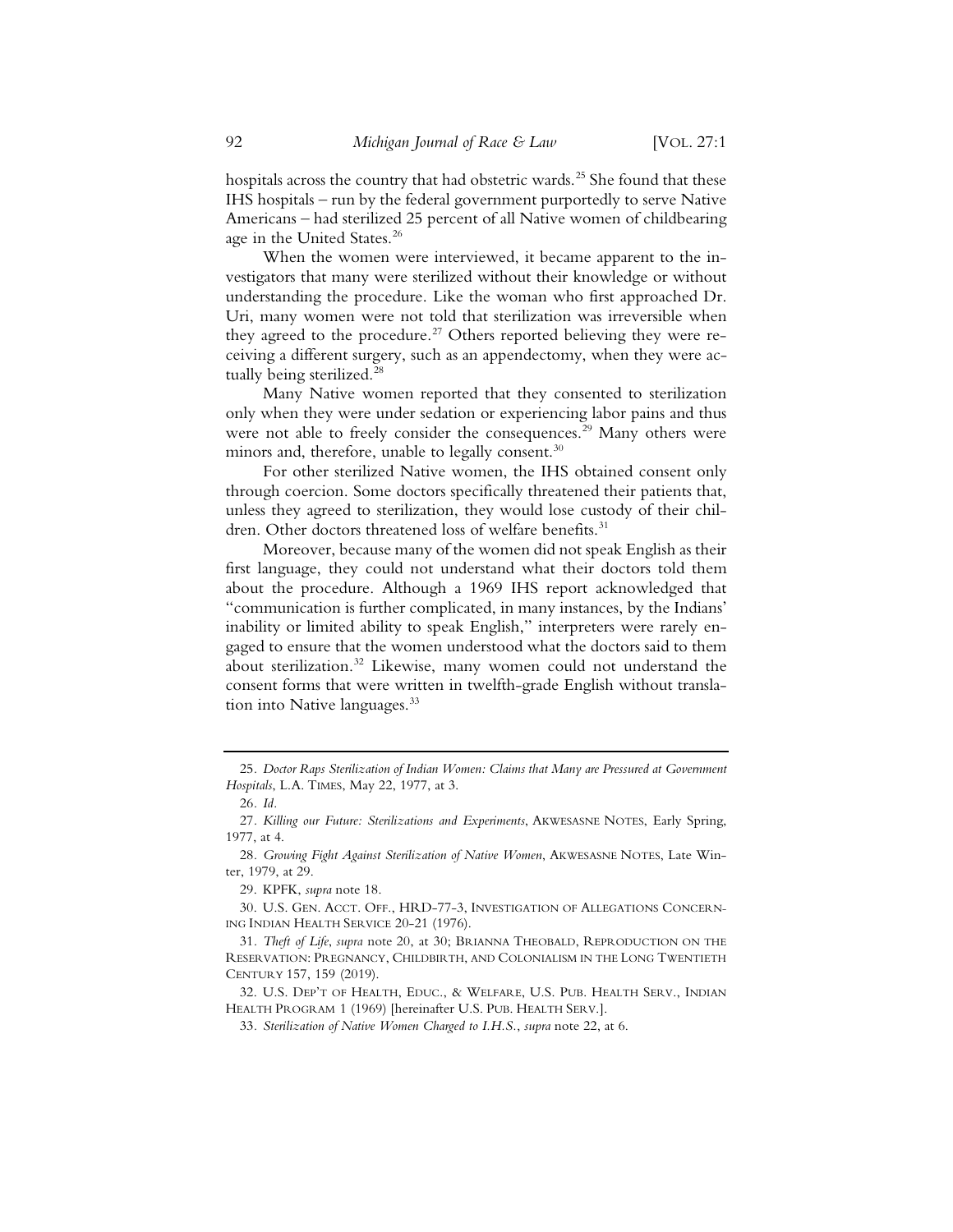hospitals across the country that had obstetric wards.[25] She found that these IHS hospitals – run by the federal government purportedly to serve Native Americans – had sterilized 25 percent of all Native women of childbearing age in the United States.[26]

When the women were interviewed, it became apparent to the investigators that many were sterilized without their knowledge or without understanding the procedure. Like the woman who first approached Dr. Uri, many women were not told that sterilization was irreversible when they agreed to the procedure.[27] Others reported believing they were receiving a different surgery, such as an appendectomy, when they were actually being sterilized.[28]

Many Native women reported that they consented to sterilization only when they were under sedation or experiencing labor pains and thus were not able to freely consider the consequences.[29] Many others were minors and, therefore, unable to legally consent.[30]

For other sterilized Native women, the IHS obtained consent only through coercion. Some doctors specifically threatened their patients that, unless they agreed to sterilization, they would lose custody of their children. Other doctors threatened loss of welfare benefits.[31]

Moreover, because many of the women did not speak English as their first language, they could not understand what their doctors told them about the procedure. Although a 1969 IHS report acknowledged that "communication is further complicated, in many instances, by the Indians' inability or limited ability to speak English," interpreters were rarely engaged to ensure that the women understood what the doctors said to them about sterilization.[32] Likewise, many women could not understand the consent forms that were written in twelfth-grade English without translation into Native languages.[33]

---

25. *Doctor Raps Sterilization of Indian Women: Claims that Many are Pressured at Government Hospitals*, L.A. TIMES, May 22, 1977, at 3.

26. *Id.*

27. *Killing our Future: Sterilizations and Experiments*, AKWESASNE NOTES, Early Spring, 1977, at 4.

28. *Growing Fight Against Sterilization of Native Women*, AKWESASNE NOTES, Late Winter, 1979, at 29.

29. KPFK, *supra* note 18.

30. U.S. GEN. ACCT. OFF., HRD-77-3, INVESTIGATION OF ALLEGATIONS CONCERNING INDIAN HEALTH SERVICE 20-21 (1976).

31. *Theft of Life*, *supra* note 20, at 30; BRIANNA THEOBALD, REPRODUCTION ON THE RESERVATION: PREGNANCY, CHILDBIRTH, AND COLONIALISM IN THE LONG TWENTIETH CENTURY 157, 159 (2019).

32. U.S. DEP'T OF HEALTH, EDUC., & WELFARE, U.S. PUB. HEALTH SERV., INDIAN HEALTH PROGRAM 1 (1969) [hereinafter U.S. PUB. HEALTH SERV.].

33. *Sterilization of Native Women Charged to I.H.S.*, *supra* note 22, at 6.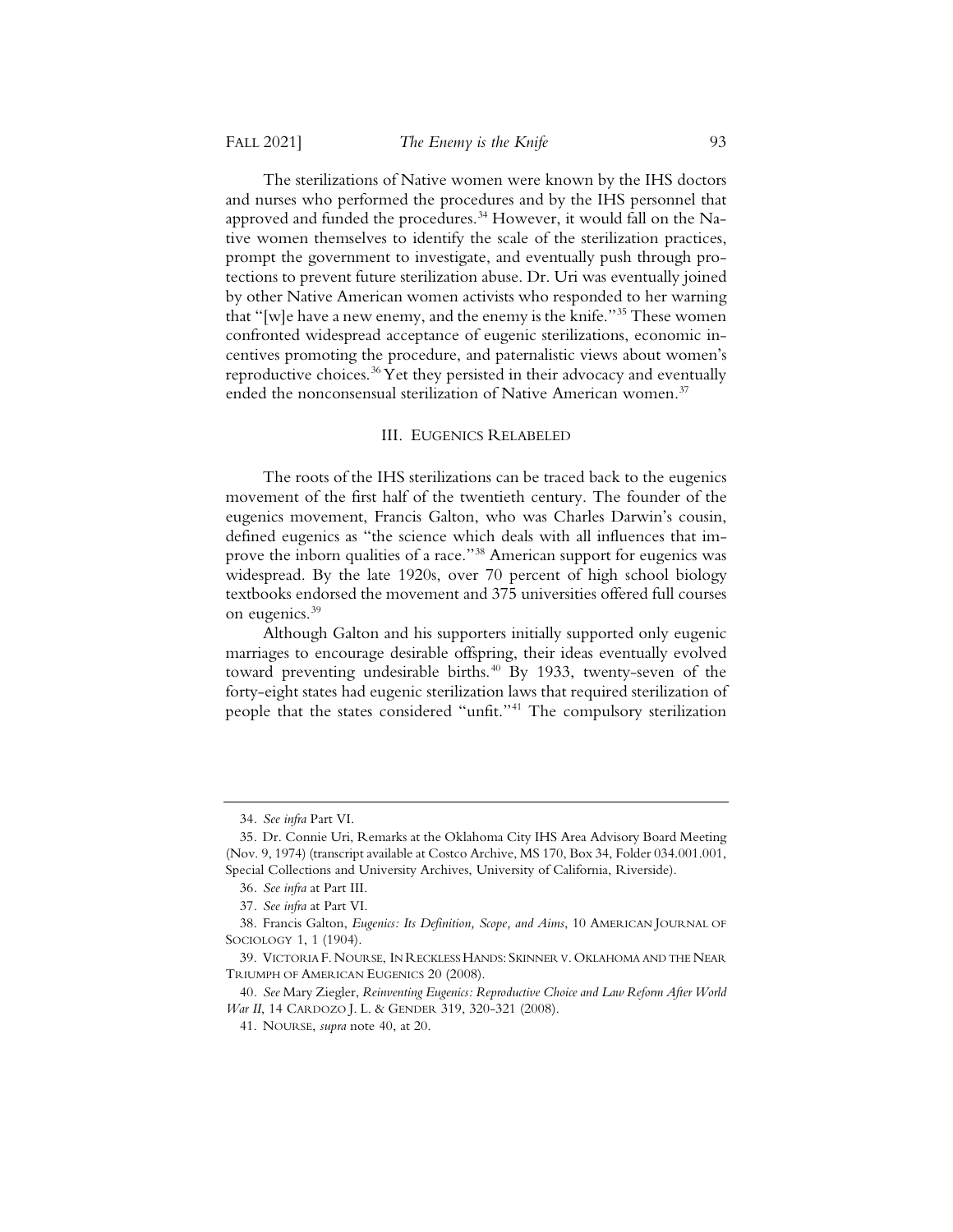The sterilizations of Native women were known by the IHS doctors and nurses who performed the procedures and by the IHS personnel that approved and funded the procedures.[34] However, it would fall on the Native women themselves to identify the scale of the sterilization practices, prompt the government to investigate, and eventually push through protections to prevent future sterilization abuse. Dr. Uri was eventually joined by other Native American women activists who responded to her warning that "[w]e have a new enemy, and the enemy is the knife."[35] These women confronted widespread acceptance of eugenic sterilizations, economic incentives promoting the procedure, and paternalistic views about women's reproductive choices.[36] Yet they persisted in their advocacy and eventually ended the nonconsensual sterilization of Native American women.[37]

## III. EUGENICS RELABELED

The roots of the IHS sterilizations can be traced back to the eugenics movement of the first half of the twentieth century. The founder of the eugenics movement, Francis Galton, who was Charles Darwin's cousin, defined eugenics as "the science which deals with all influences that improve the inborn qualities of a race."[38] American support for eugenics was widespread. By the late 1920s, over 70 percent of high school biology textbooks endorsed the movement and 375 universities offered full courses on eugenics.[39]

Although Galton and his supporters initially supported only eugenic marriages to encourage desirable offspring, their ideas eventually evolved toward preventing undesirable births.[40] By 1933, twenty-seven of the forty-eight states had eugenic sterilization laws that required sterilization of people that the states considered "unfit."[41] The compulsory sterilization

---

34. *See infra* Part VI.

35. Dr. Connie Uri, Remarks at the Oklahoma City IHS Area Advisory Board Meeting (Nov. 9, 1974) (transcript available at Costco Archive, MS 170, Box 34, Folder 034.001.001, Special Collections and University Archives, University of California, Riverside).

36. *See infra* at Part III.

37. *See infra* at Part VI.

38. Francis Galton, *Eugenics: Its Definition, Scope, and Aims*, 10 AMERICAN JOURNAL OF SOCIOLOGY 1, 1 (1904).

39. VICTORIA F. NOURSE, IN RECKLESS HANDS: SKINNER V. OKLAHOMA AND THE NEAR TRIUMPH OF AMERICAN EUGENICS 20 (2008).

40. *See* Mary Ziegler, *Reinventing Eugenics: Reproductive Choice and Law Reform After World War II*, 14 CARDOZO J. L. & GENDER 319, 320-321 (2008).

41. NOURSE, *supra* note 40, at 20.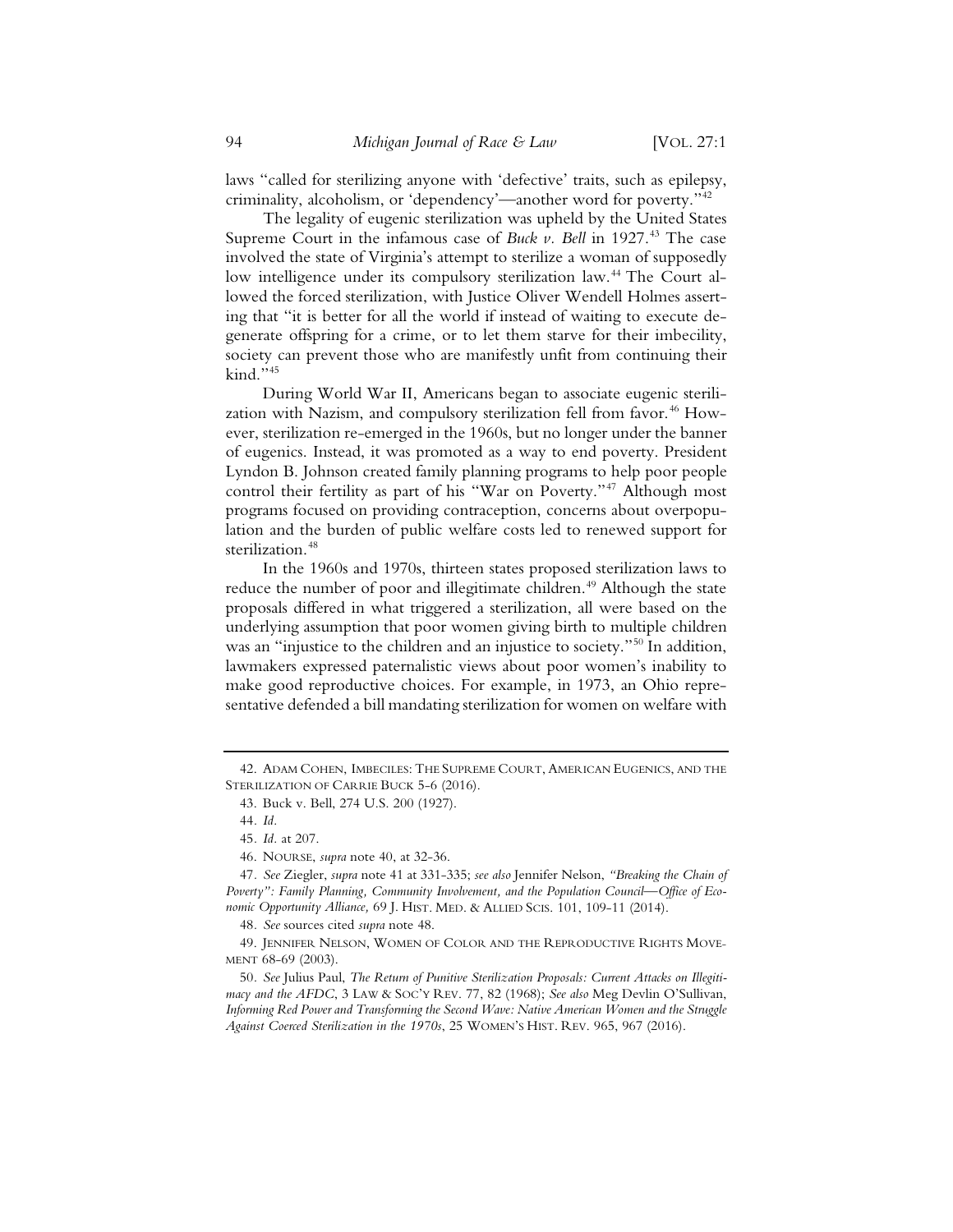laws "called for sterilizing anyone with 'defective' traits, such as epilepsy, criminality, alcoholism, or 'dependency'—another word for poverty."[42]

The legality of eugenic sterilization was upheld by the United States Supreme Court in the infamous case of *Buck v. Bell* in 1927.[43] The case involved the state of Virginia's attempt to sterilize a woman of supposedly low intelligence under its compulsory sterilization law.[44] The Court allowed the forced sterilization, with Justice Oliver Wendell Holmes asserting that "it is better for all the world if instead of waiting to execute degenerate offspring for a crime, or to let them starve for their imbecility, society can prevent those who are manifestly unfit from continuing their kind."[45]

During World War II, Americans began to associate eugenic sterilization with Nazism, and compulsory sterilization fell from favor.[46] However, sterilization re-emerged in the 1960s, but no longer under the banner of eugenics. Instead, it was promoted as a way to end poverty. President Lyndon B. Johnson created family planning programs to help poor people control their fertility as part of his "War on Poverty."[47] Although most programs focused on providing contraception, concerns about overpopulation and the burden of public welfare costs led to renewed support for sterilization.[48]

In the 1960s and 1970s, thirteen states proposed sterilization laws to reduce the number of poor and illegitimate children.[49] Although the state proposals differed in what triggered a sterilization, all were based on the underlying assumption that poor women giving birth to multiple children was an "injustice to the children and an injustice to society."[50] In addition, lawmakers expressed paternalistic views about poor women's inability to make good reproductive choices. For example, in 1973, an Ohio representative defended a bill mandating sterilization for women on welfare with

---

42. ADAM COHEN, IMBECILES: THE SUPREME COURT, AMERICAN EUGENICS, AND THE STERILIZATION OF CARRIE BUCK 5-6 (2016).

43. Buck v. Bell, 274 U.S. 200 (1927).

44. *Id.*

45. *Id.* at 207.

46. NOURSE, *supra* note 40, at 32-36.

47. *See* Ziegler, *supra* note 41 at 331-335; *see also* Jennifer Nelson, *"Breaking the Chain of Poverty": Family Planning, Community Involvement, and the Population Council—Office of Economic Opportunity Alliance,* 69 J. HIST. MED. & ALLIED SCIS. 101, 109-11 (2014).

48. *See* sources cited *supra* note 48.

49. JENNIFER NELSON, WOMEN OF COLOR AND THE REPRODUCTIVE RIGHTS MOVEMENT 68-69 (2003).

50. *See* Julius Paul, *The Return of Punitive Sterilization Proposals: Current Attacks on Illegitimacy and the AFDC*, 3 LAW & SOC'Y REV. 77, 82 (1968); *See also* Meg Devlin O'Sullivan, *Informing Red Power and Transforming the Second Wave: Native American Women and the Struggle Against Coerced Sterilization in the 1970s*, 25 WOMEN'S HIST. REV. 965, 967 (2016).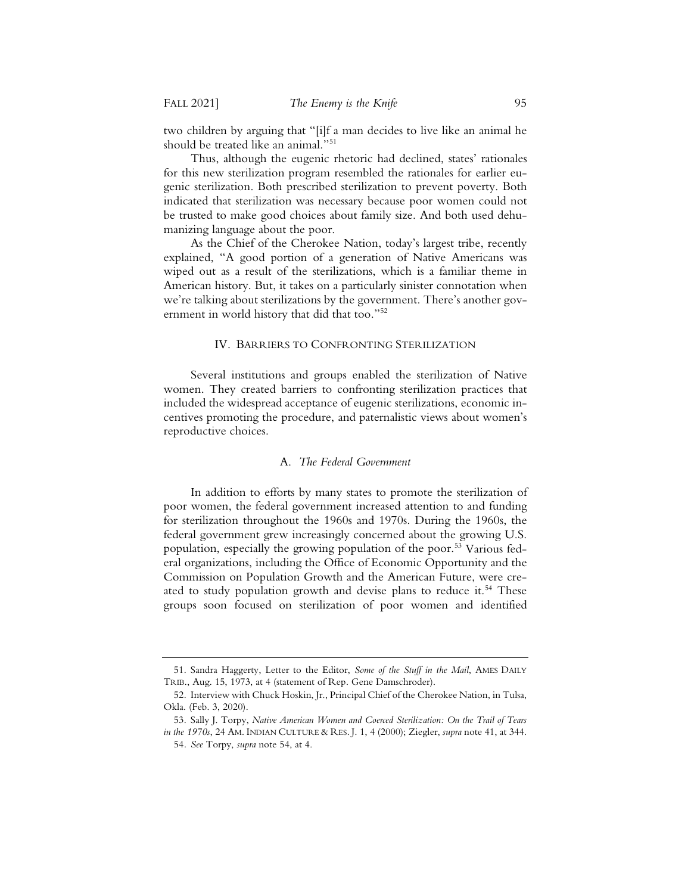two children by arguing that "[i]f a man decides to live like an animal he should be treated like an animal."[51]

Thus, although the eugenic rhetoric had declined, states' rationales for this new sterilization program resembled the rationales for earlier eugenic sterilization. Both prescribed sterilization to prevent poverty. Both indicated that sterilization was necessary because poor women could not be trusted to make good choices about family size. And both used dehumanizing language about the poor.

As the Chief of the Cherokee Nation, today's largest tribe, recently explained, "A good portion of a generation of Native Americans was wiped out as a result of the sterilizations, which is a familiar theme in American history. But, it takes on a particularly sinister connotation when we're talking about sterilizations by the government. There's another government in world history that did that too."[52]

## IV. Barriers to Confronting Sterilization

Several institutions and groups enabled the sterilization of Native women. They created barriers to confronting sterilization practices that included the widespread acceptance of eugenic sterilizations, economic incentives promoting the procedure, and paternalistic views about women's reproductive choices.

### A. *The Federal Government*

In addition to efforts by many states to promote the sterilization of poor women, the federal government increased attention to and funding for sterilization throughout the 1960s and 1970s. During the 1960s, the federal government grew increasingly concerned about the growing U.S. population, especially the growing population of the poor.[53] Various federal organizations, including the Office of Economic Opportunity and the Commission on Population Growth and the American Future, were created to study population growth and devise plans to reduce it.[54] These groups soon focused on sterilization of poor women and identified

---

51. Sandra Haggerty, Letter to the Editor, *Some of the Stuff in the Mail*, Ames Daily Trib., Aug. 15, 1973, at 4 (statement of Rep. Gene Damschroder).

52. Interview with Chuck Hoskin, Jr., Principal Chief of the Cherokee Nation, in Tulsa, Okla. (Feb. 3, 2020).

53. Sally J. Torpy, *Native American Women and Coerced Sterilization: On the Trail of Tears in the 1970s*, 24 Am. Indian Culture & Res. J. 1, 4 (2000); Ziegler, *supra* note 41, at 344.

54. *See* Torpy, *supra* note 54, at 4.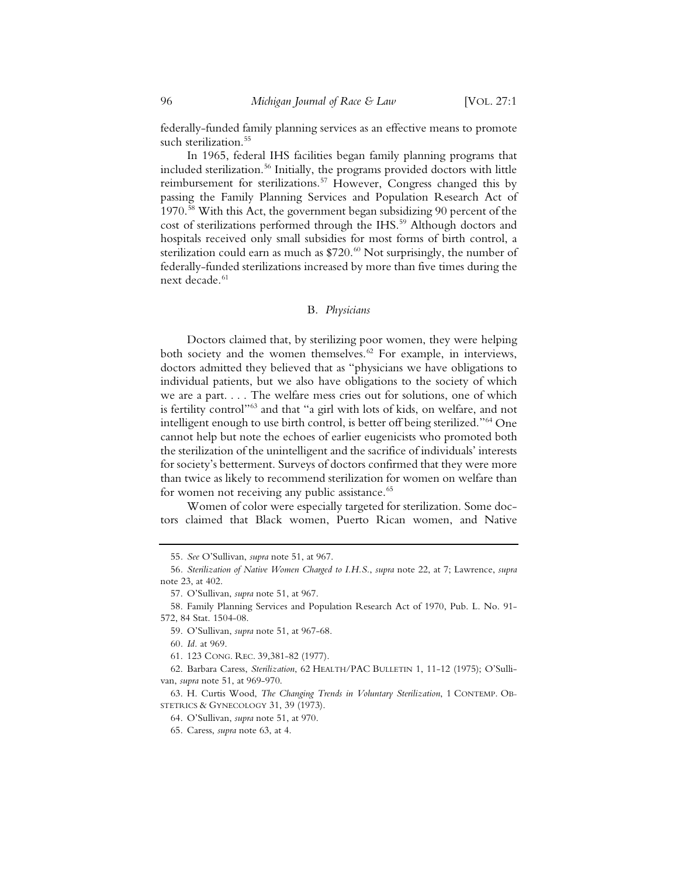federally-funded family planning services as an effective means to promote such sterilization.[55]

In 1965, federal IHS facilities began family planning programs that included sterilization.[56] Initially, the programs provided doctors with little reimbursement for sterilizations.[57] However, Congress changed this by passing the Family Planning Services and Population Research Act of 1970.[58] With this Act, the government began subsidizing 90 percent of the cost of sterilizations performed through the IHS.[59] Although doctors and hospitals received only small subsidies for most forms of birth control, a sterilization could earn as much as $720.[60] Not surprisingly, the number of federally-funded sterilizations increased by more than five times during the next decade.[61]

### B. *Physicians*

Doctors claimed that, by sterilizing poor women, they were helping both society and the women themselves.[62] For example, in interviews, doctors admitted they believed that as "physicians we have obligations to individual patients, but we also have obligations to the society of which we are a part. . . . The welfare mess cries out for solutions, one of which is fertility control"[63] and that "a girl with lots of kids, on welfare, and not intelligent enough to use birth control, is better off being sterilized."[64] One cannot help but note the echoes of earlier eugenicists who promoted both the sterilization of the unintelligent and the sacrifice of individuals' interests for society's betterment. Surveys of doctors confirmed that they were more than twice as likely to recommend sterilization for women on welfare than for women not receiving any public assistance.[65]

Women of color were especially targeted for sterilization. Some doctors claimed that Black women, Puerto Rican women, and Native

---

55. *See* O'Sullivan, *supra* note 51, at 967.

56. *Sterilization of Native Women Charged to I.H.S.*, *supra* note 22, at 7; Lawrence, *supra* note 23, at 402.

57. O'Sullivan, *supra* note 51, at 967.

58. Family Planning Services and Population Research Act of 1970, Pub. L. No. 91-572, 84 Stat. 1504-08.

59. O'Sullivan, *supra* note 51, at 967-68.

60. *Id.* at 969.

61. 123 CONG. REC. 39,381-82 (1977).

62. Barbara Caress, *Sterilization*, 62 HEALTH/PAC BULLETIN 1, 11-12 (1975); O'Sullivan, *supra* note 51, at 969-970.

63. H. Curtis Wood, *The Changing Trends in Voluntary Sterilization*, 1 CONTEMP. OBSTETRICS & GYNECOLOGY 31, 39 (1973).

64. O'Sullivan, *supra* note 51, at 970.

65. Caress, *supra* note 63, at 4.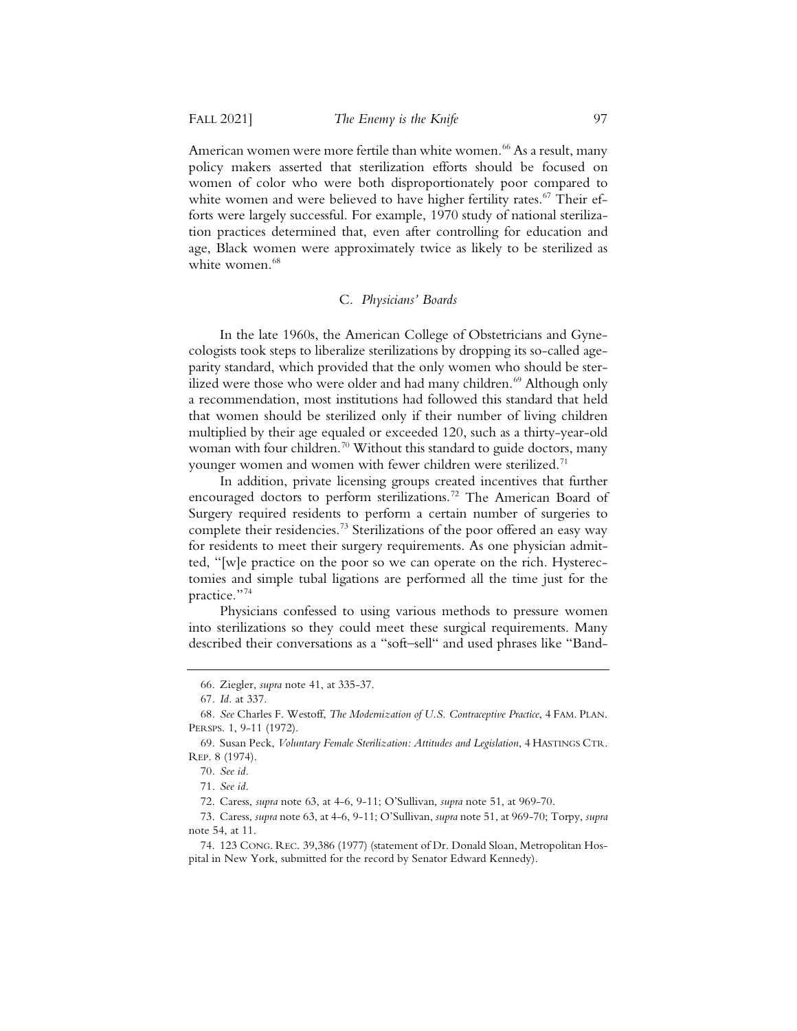American women were more fertile than white women.[66] As a result, many policy makers asserted that sterilization efforts should be focused on women of color who were both disproportionately poor compared to white women and were believed to have higher fertility rates.[67] Their efforts were largely successful. For example, 1970 study of national sterilization practices determined that, even after controlling for education and age, Black women were approximately twice as likely to be sterilized as white women.[68]

### C. *Physicians' Boards*

In the late 1960s, the American College of Obstetricians and Gynecologists took steps to liberalize sterilizations by dropping its so-called age-parity standard, which provided that the only women who should be sterilized were those who were older and had many children.[69] Although only a recommendation, most institutions had followed this standard that held that women should be sterilized only if their number of living children multiplied by their age equaled or exceeded 120, such as a thirty-year-old woman with four children.[70] Without this standard to guide doctors, many younger women and women with fewer children were sterilized.[71]

In addition, private licensing groups created incentives that further encouraged doctors to perform sterilizations.[72] The American Board of Surgery required residents to perform a certain number of surgeries to complete their residencies.[73] Sterilizations of the poor offered an easy way for residents to meet their surgery requirements. As one physician admitted, "[w]e practice on the poor so we can operate on the rich. Hysterectomies and simple tubal ligations are performed all the time just for the practice."[74]

Physicians confessed to using various methods to pressure women into sterilizations so they could meet these surgical requirements. Many described their conversations as a "soft–sell" and used phrases like "Band-

---

66. Ziegler, *supra* note 41, at 335-37.

67. *Id.* at 337.

68. *See* Charles F. Westoff, *The Modernization of U.S. Contraceptive Practice*, 4 FAM. PLAN. PERSPS. 1, 9-11 (1972).

69. Susan Peck, *Voluntary Female Sterilization: Attitudes and Legislation*, 4 HASTINGS CTR. REP. 8 (1974).

70. *See id.*

71. *See id.*

72. Caress, *supra* note 63, at 4-6, 9-11; O'Sullivan, *supra* note 51, at 969-70.

73. Caress, *supra* note 63, at 4-6, 9-11; O'Sullivan, *supra* note 51, at 969-70; Torpy, *supra* note 54, at 11.

74. 123 CONG. REC. 39,386 (1977) (statement of Dr. Donald Sloan, Metropolitan Hospital in New York, submitted for the record by Senator Edward Kennedy).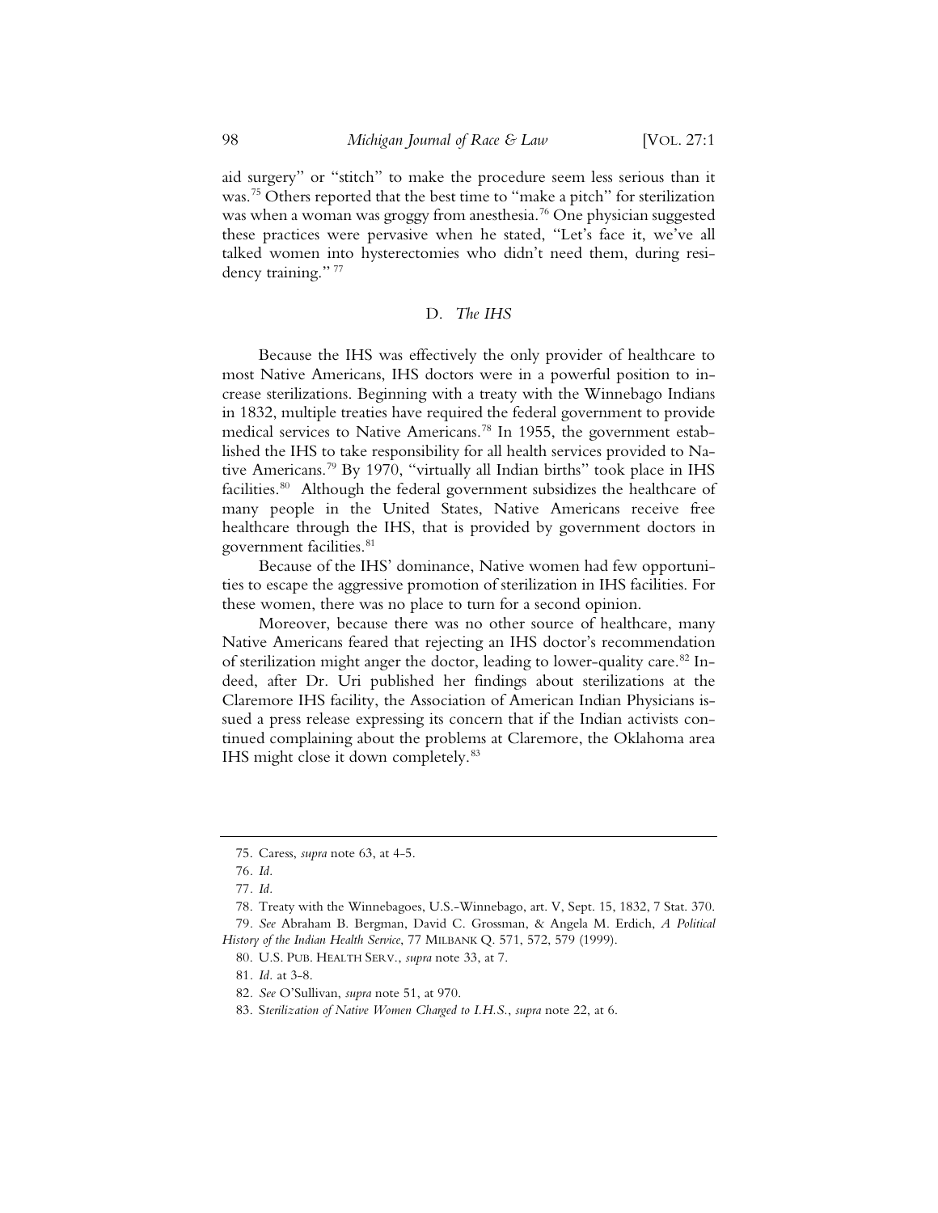aid surgery" or "stitch" to make the procedure seem less serious than it was.[75] Others reported that the best time to "make a pitch" for sterilization was when a woman was groggy from anesthesia.[76] One physician suggested these practices were pervasive when he stated, "Let's face it, we've all talked women into hysterectomies who didn't need them, during residency training." [77]

### D. *The IHS*

Because the IHS was effectively the only provider of healthcare to most Native Americans, IHS doctors were in a powerful position to increase sterilizations. Beginning with a treaty with the Winnebago Indians in 1832, multiple treaties have required the federal government to provide medical services to Native Americans.[78] In 1955, the government established the IHS to take responsibility for all health services provided to Native Americans.[79] By 1970, "virtually all Indian births" took place in IHS facilities.[80] Although the federal government subsidizes the healthcare of many people in the United States, Native Americans receive free healthcare through the IHS, that is provided by government doctors in government facilities.[81]

Because of the IHS' dominance, Native women had few opportunities to escape the aggressive promotion of sterilization in IHS facilities. For these women, there was no place to turn for a second opinion.

Moreover, because there was no other source of healthcare, many Native Americans feared that rejecting an IHS doctor's recommendation of sterilization might anger the doctor, leading to lower-quality care.[82] Indeed, after Dr. Uri published her findings about sterilizations at the Claremore IHS facility, the Association of American Indian Physicians issued a press release expressing its concern that if the Indian activists continued complaining about the problems at Claremore, the Oklahoma area IHS might close it down completely.[83]

---

75. Caress, *supra* note 63, at 4-5.

76. *Id.*

77. *Id.*

78. Treaty with the Winnebagoes, U.S.-Winnebago, art. V, Sept. 15, 1832, 7 Stat. 370.

79. *See* Abraham B. Bergman, David C. Grossman, & Angela M. Erdich, *A Political History of the Indian Health Service*, 77 MILBANK Q. 571, 572, 579 (1999).

80. U.S. PUB. HEALTH SERV., *supra* note 33, at 7.

81. *Id.* at 3-8.

82. *See* O'Sullivan, *supra* note 51, at 970.

83. *Sterilization of Native Women Charged to I.H.S.*, *supra* note 22, at 6.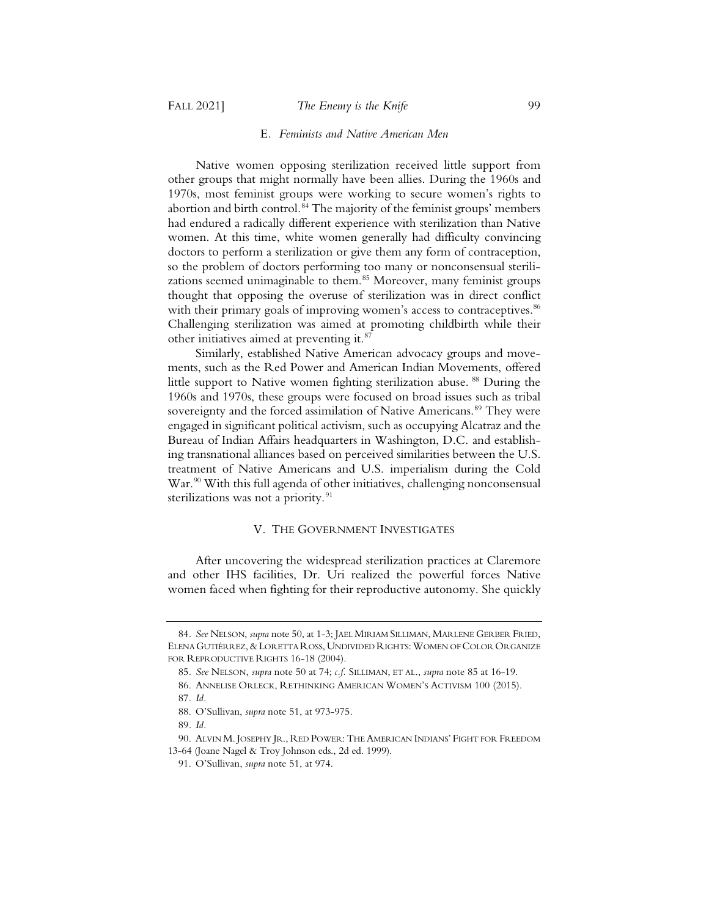### E. *Feminists and Native American Men*

Native women opposing sterilization received little support from other groups that might normally have been allies. During the 1960s and 1970s, most feminist groups were working to secure women's rights to abortion and birth control.[84] The majority of the feminist groups' members had endured a radically different experience with sterilization than Native women. At this time, white women generally had difficulty convincing doctors to perform a sterilization or give them any form of contraception, so the problem of doctors performing too many or nonconsensual sterilizations seemed unimaginable to them.[85] Moreover, many feminist groups thought that opposing the overuse of sterilization was in direct conflict with their primary goals of improving women's access to contraceptives.[86] Challenging sterilization was aimed at promoting childbirth while their other initiatives aimed at preventing it.[87]

Similarly, established Native American advocacy groups and movements, such as the Red Power and American Indian Movements, offered little support to Native women fighting sterilization abuse.[88] During the 1960s and 1970s, these groups were focused on broad issues such as tribal sovereignty and the forced assimilation of Native Americans.[89] They were engaged in significant political activism, such as occupying Alcatraz and the Bureau of Indian Affairs headquarters in Washington, D.C. and establishing transnational alliances based on perceived similarities between the U.S. treatment of Native Americans and U.S. imperialism during the Cold War.[90] With this full agenda of other initiatives, challenging nonconsensual sterilizations was not a priority.[91]

## V. THE GOVERNMENT INVESTIGATES

After uncovering the widespread sterilization practices at Claremore and other IHS facilities, Dr. Uri realized the powerful forces Native women faced when fighting for their reproductive autonomy. She quickly

---

84. *See* NELSON, *supra* note 50, at 1-3; JAEL MIRIAM SILLIMAN, MARLENE GERBER FRIED, ELENA GUTIÉRREZ, & LORETTA ROSS, UNDIVIDED RIGHTS: WOMEN OF COLOR ORGANIZE FOR REPRODUCTIVE RIGHTS 16-18 (2004).

85. *See* NELSON, *supra* note 50 at 74; *c.f.* SILLIMAN, ET AL., *supra* note 85 at 16-19.

86. ANNELISE ORLECK, RETHINKING AMERICAN WOMEN'S ACTIVISM 100 (2015).

87. *Id.*

88. O'Sullivan, *supra* note 51, at 973-975.

89. *Id.*

90. ALVIN M. JOSEPHY JR., RED POWER: THE AMERICAN INDIANS' FIGHT FOR FREEDOM 13-64 (Joane Nagel & Troy Johnson eds., 2d ed. 1999).

91. O'Sullivan, *supra* note 51, at 974.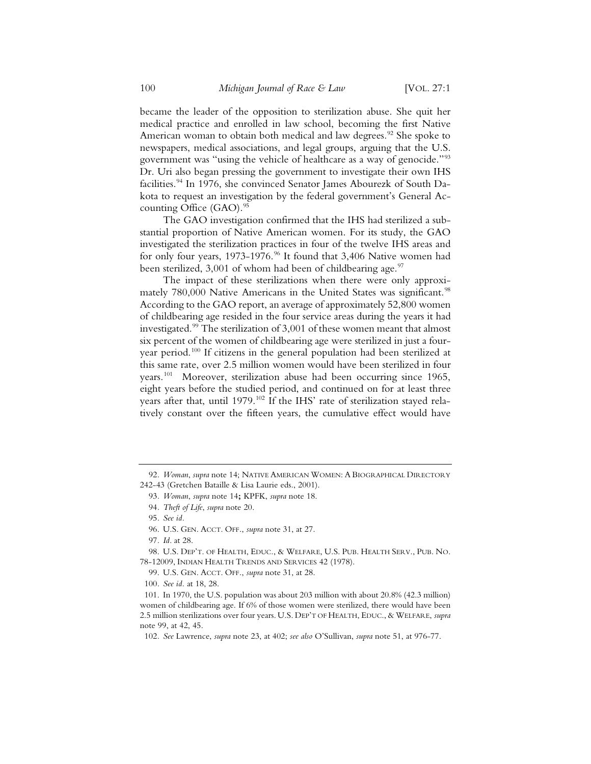became the leader of the opposition to sterilization abuse. She quit her medical practice and enrolled in law school, becoming the first Native American woman to obtain both medical and law degrees.[92] She spoke to newspapers, medical associations, and legal groups, arguing that the U.S. government was "using the vehicle of healthcare as a way of genocide."[93] Dr. Uri also began pressing the government to investigate their own IHS facilities.[94] In 1976, she convinced Senator James Abourezk of South Dakota to request an investigation by the federal government's General Accounting Office (GAO).[95]

The GAO investigation confirmed that the IHS had sterilized a substantial proportion of Native American women. For its study, the GAO investigated the sterilization practices in four of the twelve IHS areas and for only four years, 1973-1976.[96] It found that 3,406 Native women had been sterilized, 3,001 of whom had been of childbearing age.[97]

The impact of these sterilizations when there were only approximately 780,000 Native Americans in the United States was significant.[98] According to the GAO report, an average of approximately 52,800 women of childbearing age resided in the four service areas during the years it had investigated.[99] The sterilization of 3,001 of these women meant that almost six percent of the women of childbearing age were sterilized in just a four-year period.[100] If citizens in the general population had been sterilized at this same rate, over 2.5 million women would have been sterilized in four years.[101] Moreover, sterilization abuse had been occurring since 1965, eight years before the studied period, and continued on for at least three years after that, until 1979.[102] If the IHS' rate of sterilization stayed relatively constant over the fifteen years, the cumulative effect would have

---

92. *Woman*, *supra* note 14; NATIVE AMERICAN WOMEN: A BIOGRAPHICAL DIRECTORY 242-43 (Gretchen Bataille & Lisa Laurie eds., 2001).

93. *Woman*, *supra* note 14**;** KPFK, *supra* note 18.

94. *Theft of Life*, *supra* note 20.

95. *See id.*

96. U.S. GEN. ACCT. OFF., *supra* note 31, at 27.

97. *Id.* at 28.

98. U.S. DEP'T. OF HEALTH, EDUC., & WELFARE, U.S. PUB. HEALTH SERV., PUB. NO. 78-12009, INDIAN HEALTH TRENDS AND SERVICES 42 (1978).

99. U.S. GEN. ACCT. OFF., *supra* note 31, at 28.

100. *See id.* at 18, 28.

101. In 1970, the U.S. population was about 203 million with about 20.8% (42.3 million) women of childbearing age. If 6% of those women were sterilized, there would have been 2.5 million sterilizations over four years. U.S. DEP'T OF HEALTH, EDUC., & WELFARE, *supra* note 99, at 42, 45.

102. *See* Lawrence, *supra* note 23, at 402; *see also* O'Sullivan, *supra* note 51, at 976-77.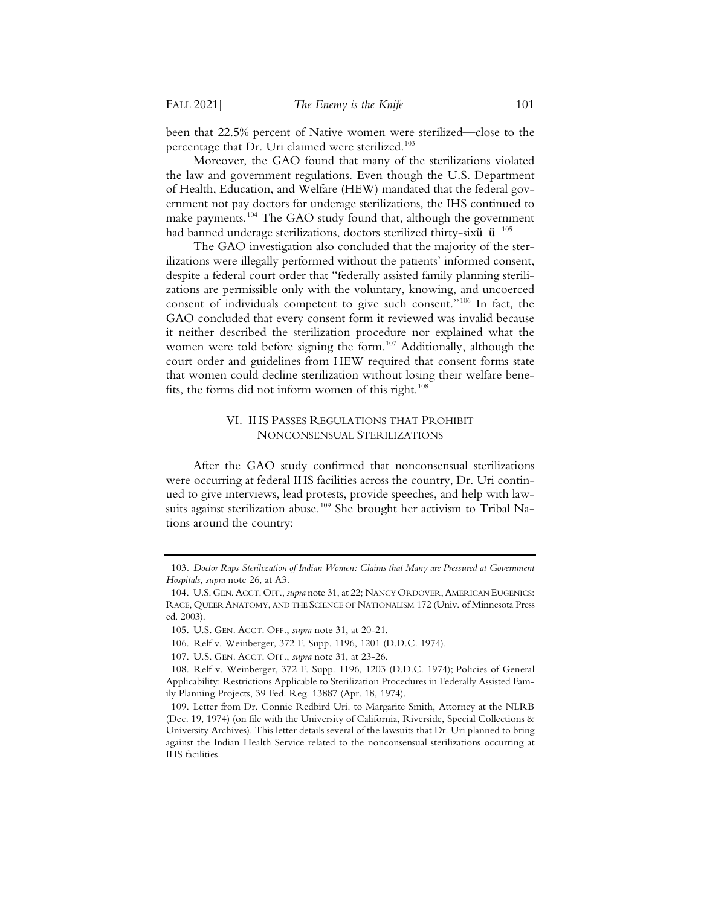been that 22.5% percent of Native women were sterilized—close to the percentage that Dr. Uri claimed were sterilized.[103]

Moreover, the GAO found that many of the sterilizations violated the law and government regulations. Even though the U.S. Department of Health, Education, and Welfare (HEW) mandated that the federal government not pay doctors for underage sterilizations, the IHS continued to make payments.[104] The GAO study found that, although the government had banned underage sterilizations, doctors sterilized thirty-sixü ü [105]

The GAO investigation also concluded that the majority of the sterilizations were illegally performed without the patients' informed consent, despite a federal court order that "federally assisted family planning sterilizations are permissible only with the voluntary, knowing, and uncoerced consent of individuals competent to give such consent."[106] In fact, the GAO concluded that every consent form it reviewed was invalid because it neither described the sterilization procedure nor explained what the women were told before signing the form.[107] Additionally, although the court order and guidelines from HEW required that consent forms state that women could decline sterilization without losing their welfare benefits, the forms did not inform women of this right.[108]

## VI. IHS Passes Regulations that Prohibit Nonconsensual Sterilizations

After the GAO study confirmed that nonconsensual sterilizations were occurring at federal IHS facilities across the country, Dr. Uri continued to give interviews, lead protests, provide speeches, and help with lawsuits against sterilization abuse.[109] She brought her activism to Tribal Nations around the country:

---

103. *Doctor Raps Sterilization of Indian Women: Claims that Many are Pressured at Government Hospitals*, *supra* note 26, at A3.

104. U.S. Gen. Acct. Off., *supra* note 31, at 22; Nancy Ordover, American Eugenics: Race, Queer Anatomy, and the Science of Nationalism 172 (Univ. of Minnesota Press ed. 2003).

105. U.S. Gen. Acct. Off., *supra* note 31, at 20-21.

106. Relf v. Weinberger, 372 F. Supp. 1196, 1201 (D.D.C. 1974).

107. U.S. Gen. Acct. Off., *supra* note 31, at 23-26.

108. Relf v. Weinberger, 372 F. Supp. 1196, 1203 (D.D.C. 1974); Policies of General Applicability: Restrictions Applicable to Sterilization Procedures in Federally Assisted Family Planning Projects, 39 Fed. Reg. 13887 (Apr. 18, 1974).

109. Letter from Dr. Connie Redbird Uri. to Margarite Smith, Attorney at the NLRB (Dec. 19, 1974) (on file with the University of California, Riverside, Special Collections & University Archives). This letter details several of the lawsuits that Dr. Uri planned to bring against the Indian Health Service related to the nonconsensual sterilizations occurring at IHS facilities.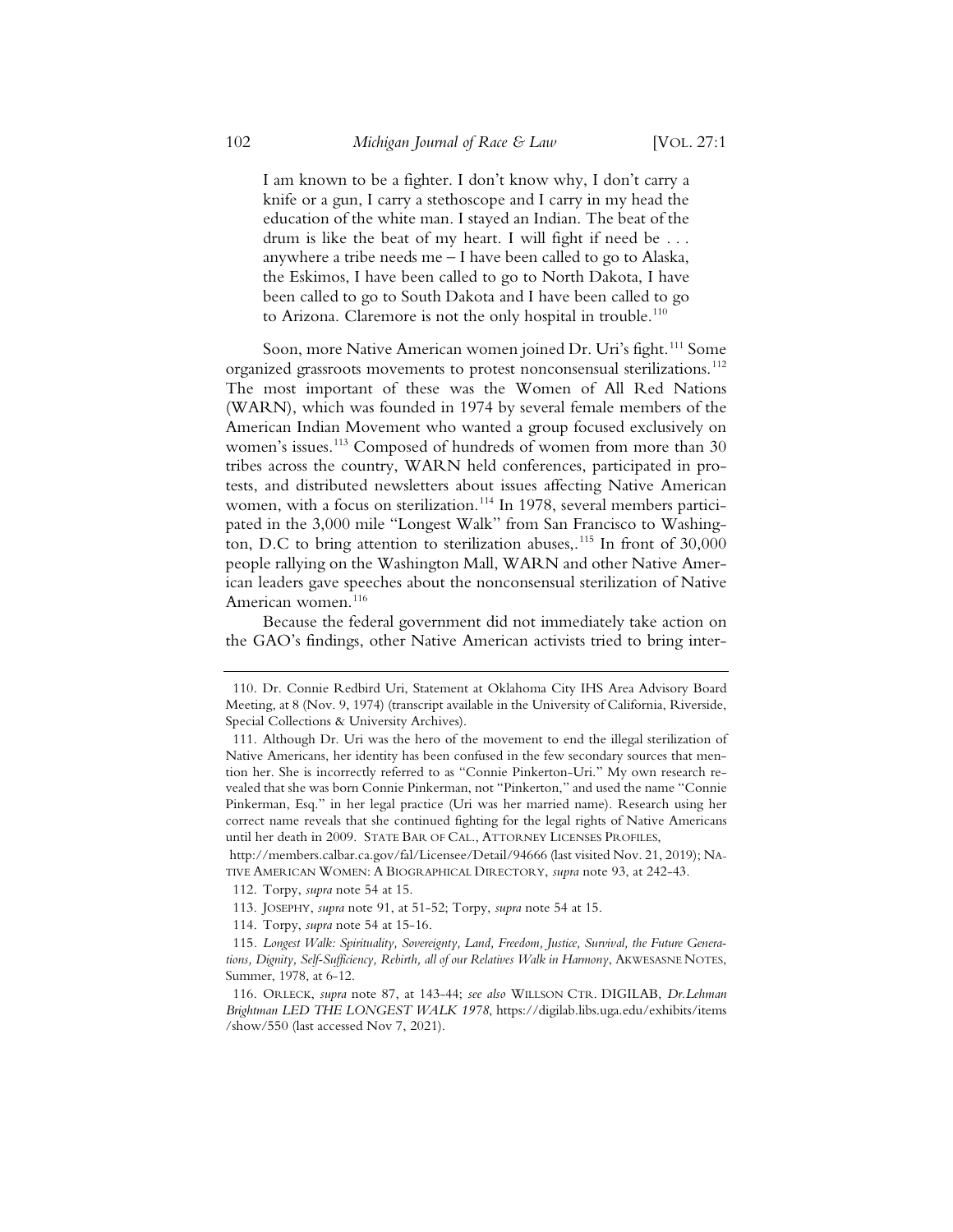> I am known to be a fighter. I don't know why, I don't carry a knife or a gun, I carry a stethoscope and I carry in my head the education of the white man. I stayed an Indian. The beat of the drum is like the beat of my heart. I will fight if need be . . . anywhere a tribe needs me – I have been called to go to Alaska, the Eskimos, I have been called to go to North Dakota, I have been called to go to South Dakota and I have been called to go to Arizona. Claremore is not the only hospital in trouble.[110]

Soon, more Native American women joined Dr. Uri's fight.[111] Some organized grassroots movements to protest nonconsensual sterilizations.[112] The most important of these was the Women of All Red Nations (WARN), which was founded in 1974 by several female members of the American Indian Movement who wanted a group focused exclusively on women's issues.[113] Composed of hundreds of women from more than 30 tribes across the country, WARN held conferences, participated in protests, and distributed newsletters about issues affecting Native American women, with a focus on sterilization.[114] In 1978, several members participated in the 3,000 mile "Longest Walk" from San Francisco to Washington, D.C to bring attention to sterilization abuses,.[115] In front of 30,000 people rallying on the Washington Mall, WARN and other Native American leaders gave speeches about the nonconsensual sterilization of Native American women.[116]

Because the federal government did not immediately take action on the GAO's findings, other Native American activists tried to bring inter-

---

110. Dr. Connie Redbird Uri, Statement at Oklahoma City IHS Area Advisory Board Meeting, at 8 (Nov. 9, 1974) (transcript available in the University of California, Riverside, Special Collections & University Archives).

111. Although Dr. Uri was the hero of the movement to end the illegal sterilization of Native Americans, her identity has been confused in the few secondary sources that mention her. She is incorrectly referred to as "Connie Pinkerton-Uri." My own research revealed that she was born Connie Pinkerman, not "Pinkerton," and used the name "Connie Pinkerman, Esq." in her legal practice (Uri was her married name). Research using her correct name reveals that she continued fighting for the legal rights of Native Americans until her death in 2009. STATE BAR OF CAL., ATTORNEY LICENSES PROFILES, http://members.calbar.ca.gov/fal/Licensee/Detail/94666 (last visited Nov. 21, 2019); NATIVE AMERICAN WOMEN: A BIOGRAPHICAL DIRECTORY, *supra* note 93, at 242-43.

112. Torpy, *supra* note 54 at 15.

113. JOSEPHY, *supra* note 91, at 51-52; Torpy, *supra* note 54 at 15.

114. Torpy, *supra* note 54 at 15-16.

115. *Longest Walk: Spirituality, Sovereignty, Land, Freedom, Justice, Survival, the Future Generations, Dignity, Self-Sufficiency, Rebirth, all of our Relatives Walk in Harmony*, AKWESASNE NOTES, Summer, 1978, at 6-12.

116. ORLECK, *supra* note 87, at 143-44; *see also* WILLSON CTR. DIGILAB, *Dr.Lehman Brightman LED THE LONGEST WALK 1978*, https://digilab.libs.uga.edu/exhibits/items/show/550 (last accessed Nov 7, 2021).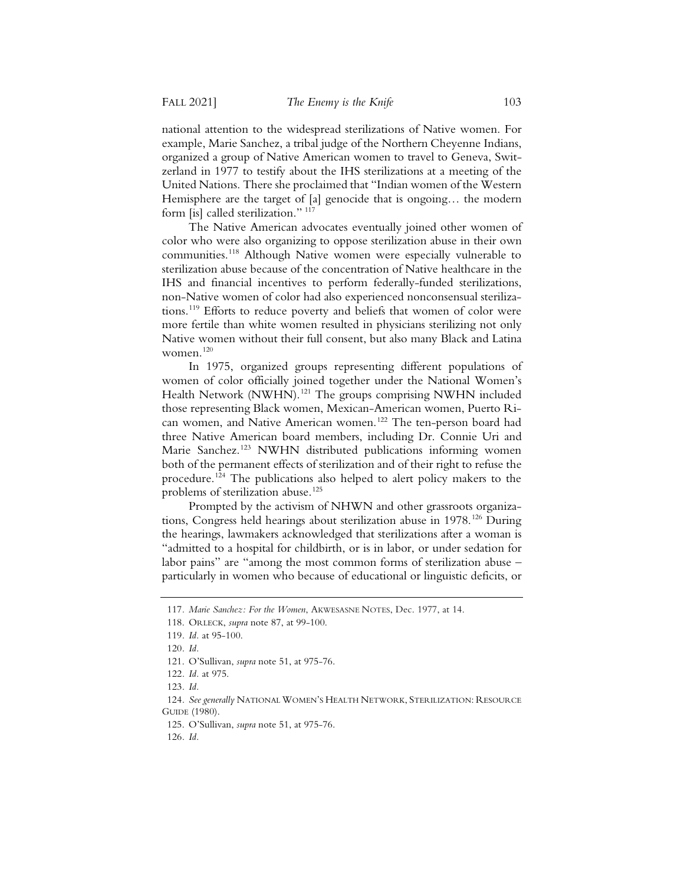national attention to the widespread sterilizations of Native women. For example, Marie Sanchez, a tribal judge of the Northern Cheyenne Indians, organized a group of Native American women to travel to Geneva, Switzerland in 1977 to testify about the IHS sterilizations at a meeting of the United Nations. There she proclaimed that "Indian women of the Western Hemisphere are the target of [a] genocide that is ongoing… the modern form [is] called sterilization." [117]

The Native American advocates eventually joined other women of color who were also organizing to oppose sterilization abuse in their own communities.[118] Although Native women were especially vulnerable to sterilization abuse because of the concentration of Native healthcare in the IHS and financial incentives to perform federally-funded sterilizations, non-Native women of color had also experienced nonconsensual sterilizations.[119] Efforts to reduce poverty and beliefs that women of color were more fertile than white women resulted in physicians sterilizing not only Native women without their full consent, but also many Black and Latina women.[120]

In 1975, organized groups representing different populations of women of color officially joined together under the National Women's Health Network (NWHN).[121] The groups comprising NWHN included those representing Black women, Mexican-American women, Puerto Rican women, and Native American women.[122] The ten-person board had three Native American board members, including Dr. Connie Uri and Marie Sanchez.[123] NWHN distributed publications informing women both of the permanent effects of sterilization and of their right to refuse the procedure.[124] The publications also helped to alert policy makers to the problems of sterilization abuse.[125]

Prompted by the activism of NHWN and other grassroots organizations, Congress held hearings about sterilization abuse in 1978.[126] During the hearings, lawmakers acknowledged that sterilizations after a woman is "admitted to a hospital for childbirth, or is in labor, or under sedation for labor pains" are "among the most common forms of sterilization abuse – particularly in women who because of educational or linguistic deficits, or

---

117. *Marie Sanchez: For the Women*, AKWESASNE NOTES, Dec. 1977, at 14.

118. ORLECK, *supra* note 87, at 99-100.

119. *Id.* at 95-100.

120. *Id.*

121. O'Sullivan, *supra* note 51, at 975-76.

122. *Id.* at 975.

123. *Id.*

124. *See generally* NATIONAL WOMEN'S HEALTH NETWORK, STERILIZATION: RESOURCE GUIDE (1980).

125. O'Sullivan, *supra* note 51, at 975-76.

126. *Id.*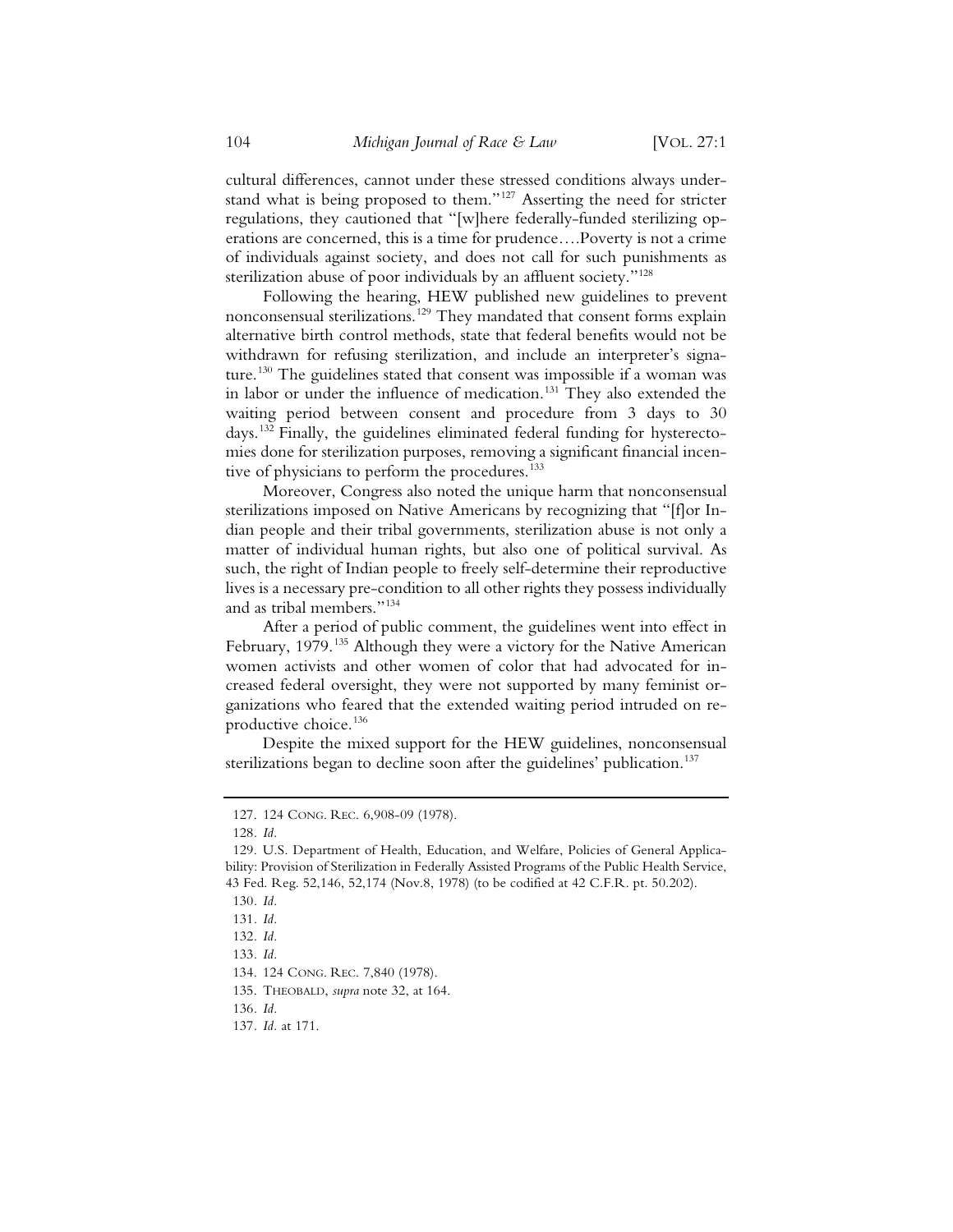cultural differences, cannot under these stressed conditions always understand what is being proposed to them."[127] Asserting the need for stricter regulations, they cautioned that "[w]here federally-funded sterilizing operations are concerned, this is a time for prudence....Poverty is not a crime of individuals against society, and does not call for such punishments as sterilization abuse of poor individuals by an affluent society."[128]

Following the hearing, HEW published new guidelines to prevent nonconsensual sterilizations.[129] They mandated that consent forms explain alternative birth control methods, state that federal benefits would not be withdrawn for refusing sterilization, and include an interpreter's signature.[130] The guidelines stated that consent was impossible if a woman was in labor or under the influence of medication.[131] They also extended the waiting period between consent and procedure from 3 days to 30 days.[132] Finally, the guidelines eliminated federal funding for hysterectomies done for sterilization purposes, removing a significant financial incentive of physicians to perform the procedures.[133]

Moreover, Congress also noted the unique harm that nonconsensual sterilizations imposed on Native Americans by recognizing that "[f]or Indian people and their tribal governments, sterilization abuse is not only a matter of individual human rights, but also one of political survival. As such, the right of Indian people to freely self-determine their reproductive lives is a necessary pre-condition to all other rights they possess individually and as tribal members."[134]

After a period of public comment, the guidelines went into effect in February, 1979.[135] Although they were a victory for the Native American women activists and other women of color that had advocated for increased federal oversight, they were not supported by many feminist organizations who feared that the extended waiting period intruded on reproductive choice.[136]

Despite the mixed support for the HEW guidelines, nonconsensual sterilizations began to decline soon after the guidelines' publication.[137]

---

127. 124 CONG. REC. 6,908-09 (1978).

128. *Id.*

129. U.S. Department of Health, Education, and Welfare, Policies of General Applicability: Provision of Sterilization in Federally Assisted Programs of the Public Health Service, 43 Fed. Reg. 52,146, 52,174 (Nov.8, 1978) (to be codified at 42 C.F.R. pt. 50.202).

130. *Id.*

131. *Id.*

132. *Id.*

133. *Id.*

134. 124 CONG. REC. 7,840 (1978).

135. THEOBALD, *supra* note 32, at 164.

136. *Id.*

137. *Id.* at 171.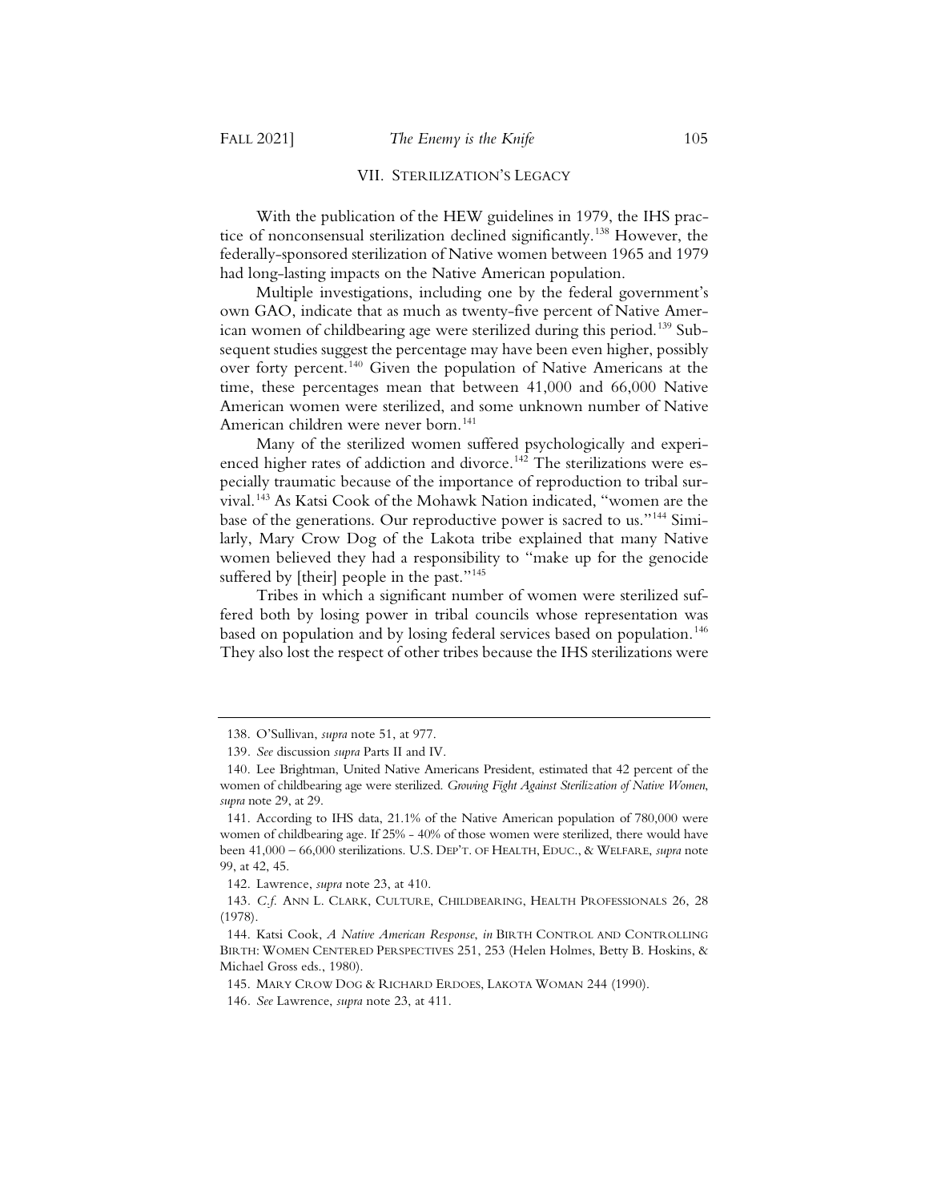## VII. STERILIZATION'S LEGACY

With the publication of the HEW guidelines in 1979, the IHS practice of nonconsensual sterilization declined significantly.[138] However, the federally-sponsored sterilization of Native women between 1965 and 1979 had long-lasting impacts on the Native American population.

Multiple investigations, including one by the federal government's own GAO, indicate that as much as twenty-five percent of Native American women of childbearing age were sterilized during this period.[139] Subsequent studies suggest the percentage may have been even higher, possibly over forty percent.[140] Given the population of Native Americans at the time, these percentages mean that between 41,000 and 66,000 Native American women were sterilized, and some unknown number of Native American children were never born.[141]

Many of the sterilized women suffered psychologically and experienced higher rates of addiction and divorce.[142] The sterilizations were especially traumatic because of the importance of reproduction to tribal survival.[143] As Katsi Cook of the Mohawk Nation indicated, "women are the base of the generations. Our reproductive power is sacred to us."[144] Similarly, Mary Crow Dog of the Lakota tribe explained that many Native women believed they had a responsibility to "make up for the genocide suffered by [their] people in the past."[145]

Tribes in which a significant number of women were sterilized suffered both by losing power in tribal councils whose representation was based on population and by losing federal services based on population.[146] They also lost the respect of other tribes because the IHS sterilizations were

---

138. O'Sullivan, *supra* note 51, at 977.

139. *See* discussion *supra* Parts II and IV.

140. Lee Brightman, United Native Americans President, estimated that 42 percent of the women of childbearing age were sterilized. *Growing Fight Against Sterilization of Native Women*, *supra* note 29, at 29.

141. According to IHS data, 21.1% of the Native American population of 780,000 were women of childbearing age. If 25% - 40% of those women were sterilized, there would have been 41,000 – 66,000 sterilizations. U.S. DEP'T. OF HEALTH, EDUC., & WELFARE, *supra* note 99, at 42, 45.

142. Lawrence, *supra* note 23, at 410.

143. *C.f.* ANN L. CLARK, CULTURE, CHILDBEARING, HEALTH PROFESSIONALS 26, 28 (1978).

144. Katsi Cook, *A Native American Response*, *in* BIRTH CONTROL AND CONTROLLING BIRTH: WOMEN CENTERED PERSPECTIVES 251, 253 (Helen Holmes, Betty B. Hoskins, & Michael Gross eds., 1980).

145. MARY CROW DOG & RICHARD ERDOES, LAKOTA WOMAN 244 (1990).

146. *See* Lawrence, *supra* note 23, at 411.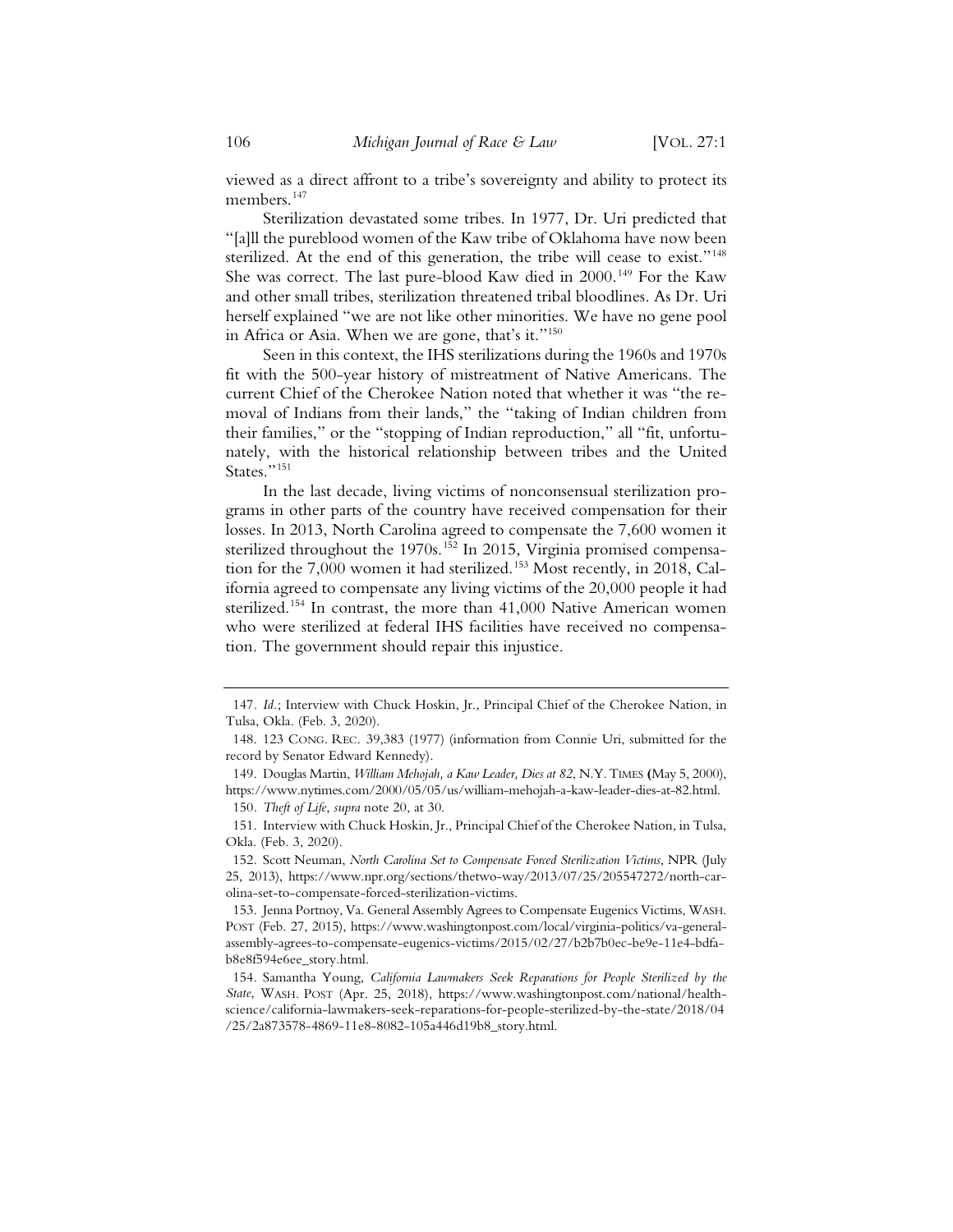viewed as a direct affront to a tribe's sovereignty and ability to protect its members.[147]

Sterilization devastated some tribes. In 1977, Dr. Uri predicted that "[a]ll the pureblood women of the Kaw tribe of Oklahoma have now been sterilized. At the end of this generation, the tribe will cease to exist."[148] She was correct. The last pure-blood Kaw died in 2000.[149] For the Kaw and other small tribes, sterilization threatened tribal bloodlines. As Dr. Uri herself explained "we are not like other minorities. We have no gene pool in Africa or Asia. When we are gone, that's it."[150]

Seen in this context, the IHS sterilizations during the 1960s and 1970s fit with the 500-year history of mistreatment of Native Americans. The current Chief of the Cherokee Nation noted that whether it was "the removal of Indians from their lands," the "taking of Indian children from their families," or the "stopping of Indian reproduction," all "fit, unfortunately, with the historical relationship between tribes and the United States."[151]

In the last decade, living victims of nonconsensual sterilization programs in other parts of the country have received compensation for their losses. In 2013, North Carolina agreed to compensate the 7,600 women it sterilized throughout the 1970s.[152] In 2015, Virginia promised compensation for the 7,000 women it had sterilized.[153] Most recently, in 2018, California agreed to compensate any living victims of the 20,000 people it had sterilized.[154] In contrast, the more than 41,000 Native American women who were sterilized at federal IHS facilities have received no compensation. The government should repair this injustice.

---

147. *Id.*; Interview with Chuck Hoskin, Jr., Principal Chief of the Cherokee Nation, in Tulsa, Okla. (Feb. 3, 2020).

148. 123 CONG. REC. 39,383 (1977) (information from Connie Uri, submitted for the record by Senator Edward Kennedy).

149. Douglas Martin, *William Mehojah, a Kaw Leader, Dies at 82*, N.Y. TIMES (May 5, 2000), https://www.nytimes.com/2000/05/05/us/william-mehojah-a-kaw-leader-dies-at-82.html.

150. *Theft of Life*, *supra* note 20, at 30.

151. Interview with Chuck Hoskin, Jr., Principal Chief of the Cherokee Nation, in Tulsa, Okla. (Feb. 3, 2020).

152. Scott Neuman, *North Carolina Set to Compensate Forced Sterilization Victims*, NPR (July 25, 2013), https://www.npr.org/sections/thetwo-way/2013/07/25/205547272/north-carolina-set-to-compensate-forced-sterilization-victims.

153. Jenna Portnoy, Va. General Assembly Agrees to Compensate Eugenics Victims, WASH. POST (Feb. 27, 2015), https://www.washingtonpost.com/local/virginia-politics/va-general-assembly-agrees-to-compensate-eugenics-victims/2015/02/27/b2b7b0ec-be9e-11e4-bdfa-b8e8f594e6ee_story.html.

154. Samantha Young, *California Lawmakers Seek Reparations for People Sterilized by the State*, WASH. POST (Apr. 25, 2018), https://www.washingtonpost.com/national/health-science/california-lawmakers-seek-reparations-for-people-sterilized-by-the-state/2018/04/25/2a873578-4869-11e8-8082-105a446d19b8_story.html.